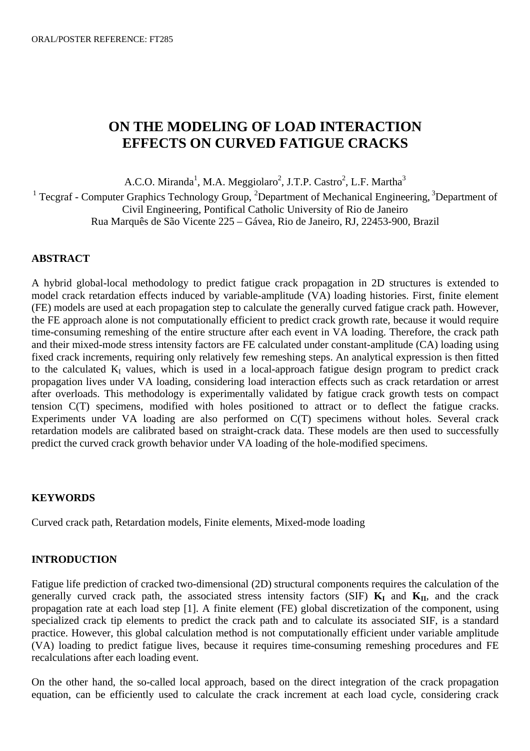ORAL/POSTER REFERENCE: FT285

# ON THE MODELING OF LOAD INTERACTION EFFECTS ON CURVED FATIGUE CRACKS

A.C.O. Miranda[1], M.A. Meggiolaro[2], J.T.P. Castro[2], L.F. Martha[3]

[1] Tecgraf - Computer Graphics Technology Group, [2]Department of Mechanical Engineering, [3]Department of Civil Engineering, Pontifical Catholic University of Rio de Janeiro
Rua Marquês de São Vicente 225 – Gávea, Rio de Janeiro, RJ, 22453-900, Brazil

## ABSTRACT

A hybrid global-local methodology to predict fatigue crack propagation in 2D structures is extended to model crack retardation effects induced by variable-amplitude (VA) loading histories. First, finite element (FE) models are used at each propagation step to calculate the generally curved fatigue crack path. However, the FE approach alone is not computationally efficient to predict crack growth rate, because it would require time-consuming remeshing of the entire structure after each event in VA loading. Therefore, the crack path and their mixed-mode stress intensity factors are FE calculated under constant-amplitude (CA) loading using fixed crack increments, requiring only relatively few remeshing steps. An analytical expression is then fitted to the calculated $K_I$ values, which is used in a local-approach fatigue design program to predict crack propagation lives under VA loading, considering load interaction effects such as crack retardation or arrest after overloads. This methodology is experimentally validated by fatigue crack growth tests on compact tension C(T) specimens, modified with holes positioned to attract or to deflect the fatigue cracks. Experiments under VA loading are also performed on C(T) specimens without holes. Several crack retardation models are calibrated based on straight-crack data. These models are then used to successfully predict the curved crack growth behavior under VA loading of the hole-modified specimens.

## KEYWORDS

Curved crack path, Retardation models, Finite elements, Mixed-mode loading

## INTRODUCTION

Fatigue life prediction of cracked two-dimensional (2D) structural components requires the calculation of the generally curved crack path, the associated stress intensity factors (SIF) $\mathbf{K_I}$ and $\mathbf{K_{II}}$, and the crack propagation rate at each load step [1]. A finite element (FE) global discretization of the component, using specialized crack tip elements to predict the crack path and to calculate its associated SIF, is a standard practice. However, this global calculation method is not computationally efficient under variable amplitude (VA) loading to predict fatigue lives, because it requires time-consuming remeshing procedures and FE recalculations after each loading event.

On the other hand, the so-called local approach, based on the direct integration of the crack propagation equation, can be efficiently used to calculate the crack increment at each load cycle, considering crack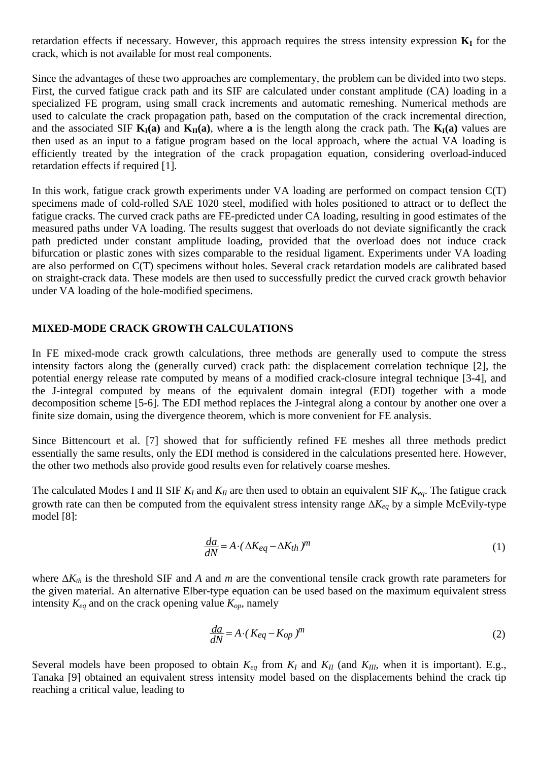retardation effects if necessary. However, this approach requires the stress intensity expression $\mathbf{K_I}$ for the crack, which is not available for most real components.

Since the advantages of these two approaches are complementary, the problem can be divided into two steps. First, the curved fatigue crack path and its SIF are calculated under constant amplitude (CA) loading in a specialized FE program, using small crack increments and automatic remeshing. Numerical methods are used to calculate the crack propagation path, based on the computation of the crack incremental direction, and the associated SIF $\mathbf{K_I(a)}$ and $\mathbf{K_{II}(a)}$, where $\mathbf{a}$ is the length along the crack path. The $\mathbf{K_I(a)}$ values are then used as an input to a fatigue program based on the local approach, where the actual VA loading is efficiently treated by the integration of the crack propagation equation, considering overload-induced retardation effects if required [1].

In this work, fatigue crack growth experiments under VA loading are performed on compact tension C(T) specimens made of cold-rolled SAE 1020 steel, modified with holes positioned to attract or to deflect the fatigue cracks. The curved crack paths are FE-predicted under CA loading, resulting in good estimates of the measured paths under VA loading. The results suggest that overloads do not deviate significantly the crack path predicted under constant amplitude loading, provided that the overload does not induce crack bifurcation or plastic zones with sizes comparable to the residual ligament. Experiments under VA loading are also performed on C(T) specimens without holes. Several crack retardation models are calibrated based on straight-crack data. These models are then used to successfully predict the curved crack growth behavior under VA loading of the hole-modified specimens.

## MIXED-MODE CRACK GROWTH CALCULATIONS

In FE mixed-mode crack growth calculations, three methods are generally used to compute the stress intensity factors along the (generally curved) crack path: the displacement correlation technique [2], the potential energy release rate computed by means of a modified crack-closure integral technique [3-4], and the J-integral computed by means of the equivalent domain integral (EDI) together with a mode decomposition scheme [5-6]. The EDI method replaces the J-integral along a contour by another one over a finite size domain, using the divergence theorem, which is more convenient for FE analysis.

Since Bittencourt et al. [7] showed that for sufficiently refined FE meshes all three methods predict essentially the same results, only the EDI method is considered in the calculations presented here. However, the other two methods also provide good results even for relatively coarse meshes.

The calculated Modes I and II SIF $K_I$ and $K_{II}$ are then used to obtain an equivalent SIF $K_{eq}$. The fatigue crack growth rate can then be computed from the equivalent stress intensity range $\Delta K_{eq}$ by a simple McEvily-type model [8]:

$$\frac{da}{dN} = A \cdot (\Delta K_{eq} - \Delta K_{th})^m \tag{1}$$

where $\Delta K_{th}$ is the threshold SIF and $A$ and $m$ are the conventional tensile crack growth rate parameters for the given material. An alternative Elber-type equation can be used based on the maximum equivalent stress intensity $K_{eq}$ and on the crack opening value $K_{op}$, namely

$$\frac{da}{dN} = A \cdot (K_{eq} - K_{op})^m \tag{2}$$

Several models have been proposed to obtain $K_{eq}$ from $K_I$ and $K_{II}$ (and $K_{III}$, when it is important). E.g., Tanaka [9] obtained an equivalent stress intensity model based on the displacements behind the crack tip reaching a critical value, leading to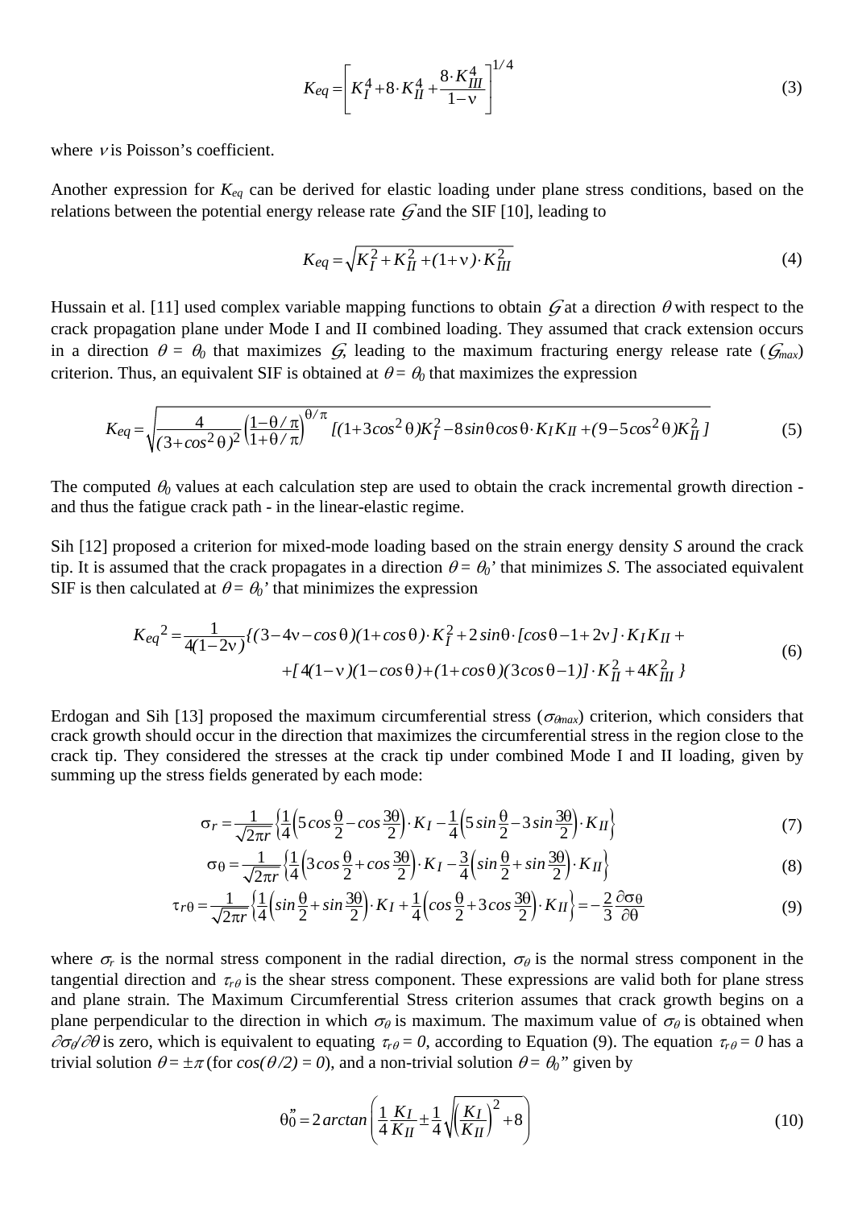$$K_{eq} = \left[ K_I^4 + 8 \cdot K_{II}^4 + \frac{8 \cdot K_{III}^4}{1-\nu} \right]^{1/4} \tag{3}$$

where $\nu$ is Poisson's coefficient.

Another expression for $K_{eq}$ can be derived for elastic loading under plane stress conditions, based on the relations between the potential energy release rate $\mathcal{G}$ and the SIF [10], leading to

$$K_{eq} = \sqrt{K_I^2 + K_{II}^2 + (1+\nu) \cdot K_{III}^2} \tag{4}$$

Hussain et al. [11] used complex variable mapping functions to obtain $\mathcal{G}$ at a direction $\theta$ with respect to the crack propagation plane under Mode I and II combined loading. They assumed that crack extension occurs in a direction $\theta = \theta_0$ that maximizes $\mathcal{G}$, leading to the maximum fracturing energy release rate ($\mathcal{G}_{max}$) criterion. Thus, an equivalent SIF is obtained at $\theta = \theta_0$ that maximizes the expression

$$K_{eq} = \sqrt{\frac{4}{(3+\cos^2\theta)^2} \left( \frac{1-\theta/\pi}{1+\theta/\pi} \right)^{\theta/\pi} [(1+3\cos^2\theta)K_I^2 - 8\sin\theta\cos\theta \cdot K_I K_{II} + (9-5\cos^2\theta)K_{II}^2]} \tag{5}$$

The computed $\theta_0$ values at each calculation step are used to obtain the crack incremental growth direction - and thus the fatigue crack path - in the linear-elastic regime.

Sih [12] proposed a criterion for mixed-mode loading based on the strain energy density $S$ around the crack tip. It is assumed that the crack propagates in a direction $\theta = \theta_0'$ that minimizes $S$. The associated equivalent SIF is then calculated at $\theta = \theta_0'$ that minimizes the expression

$$\begin{aligned} K_{eq}^2 = \frac{1}{4(1-2\nu)} \{ & (3-4\nu-\cos\theta)(1+\cos\theta) \cdot K_I^2 + 2\sin\theta \cdot [\cos\theta - 1 + 2\nu] \cdot K_I K_{II} + \\ & + [4(1-\nu)(1-\cos\theta) + (1+\cos\theta)(3\cos\theta - 1)] \cdot K_{II}^2 + 4K_{III}^2 \} \end{aligned} \tag{6}$$

Erdogan and Sih [13] proposed the maximum circumferential stress ($\sigma_{\theta max}$) criterion, which considers that crack growth should occur in the direction that maximizes the circumferential stress in the region close to the crack tip. They considered the stresses at the crack tip under combined Mode I and II loading, given by summing up the stress fields generated by each mode:

$$\sigma_r = \frac{1}{\sqrt{2\pi r}} \left\{ \frac{1}{4} \left( 5\cos\frac{\theta}{2} - \cos\frac{3\theta}{2} \right) \cdot K_I - \frac{1}{4} \left( 5\sin\frac{\theta}{2} - 3\sin\frac{3\theta}{2} \right) \cdot K_{II} \right\} \tag{7}$$

$$\sigma_\theta = \frac{1}{\sqrt{2\pi r}} \left\{ \frac{1}{4} \left( 3\cos\frac{\theta}{2} + \cos\frac{3\theta}{2} \right) \cdot K_I - \frac{3}{4} \left( \sin\frac{\theta}{2} + \sin\frac{3\theta}{2} \right) \cdot K_{II} \right\} \tag{8}$$

$$\tau_{r\theta} = \frac{1}{\sqrt{2\pi r}} \left\{ \frac{1}{4} \left( \sin\frac{\theta}{2} + \sin\frac{3\theta}{2} \right) \cdot K_I + \frac{1}{4} \left( \cos\frac{\theta}{2} + 3\cos\frac{3\theta}{2} \right) \cdot K_{II} \right\} = -\frac{2}{3} \frac{\partial \sigma_\theta}{\partial \theta} \tag{9}$$

where $\sigma_r$ is the normal stress component in the radial direction, $\sigma_\theta$ is the normal stress component in the tangential direction and $\tau_{r\theta}$ is the shear stress component. These expressions are valid both for plane stress and plane strain. The Maximum Circumferential Stress criterion assumes that crack growth begins on a plane perpendicular to the direction in which $\sigma_\theta$ is maximum. The maximum value of $\sigma_\theta$ is obtained when $\partial\sigma_\theta/\partial\theta$ is zero, which is equivalent to equating $\tau_{r\theta} = 0$, according to Equation (9). The equation $\tau_{r\theta} = 0$ has a trivial solution $\theta = \pm\pi$ (for $\cos(\theta/2) = 0$), and a non-trivial solution $\theta = \theta_0''$ given by

$$\theta_0'' = 2\arctan\left( \frac{1}{4}\frac{K_I}{K_{II}} \pm \frac{1}{4}\sqrt{\left(\frac{K_I}{K_{II}}\right)^2 + 8} \right) \tag{10}$$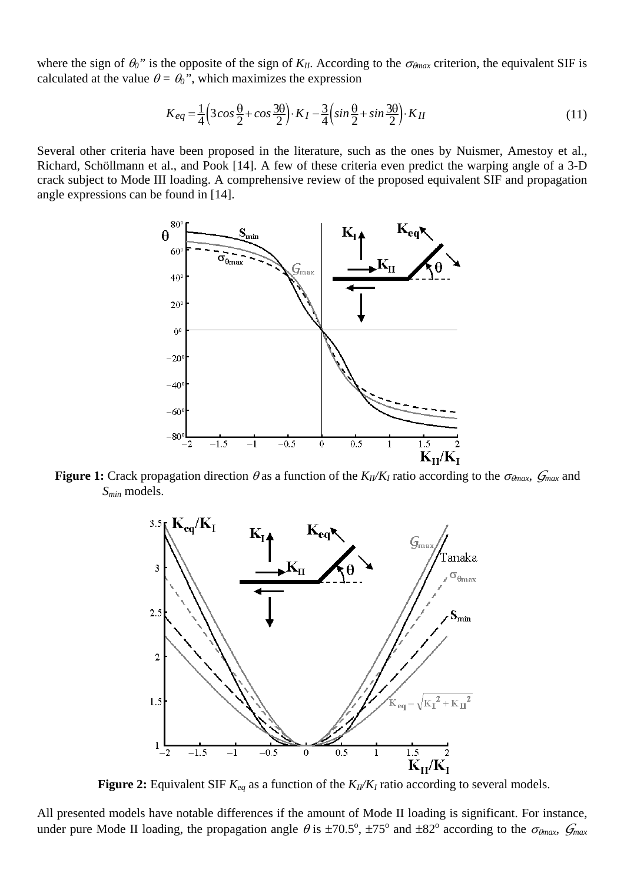where the sign of $\theta_0$" is the opposite of the sign of $K_{II}$. According to the $\sigma_{\theta max}$ criterion, the equivalent SIF is calculated at the value $\theta = \theta_0$", which maximizes the expression

$$K_{eq} = \frac{1}{4}\left(3\cos\frac{\theta}{2} + \cos\frac{3\theta}{2}\right)\cdot K_I - \frac{3}{4}\left(\sin\frac{\theta}{2} + \sin\frac{3\theta}{2}\right)\cdot K_{II} \tag{11}$$

Several other criteria have been proposed in the literature, such as the ones by Nuismer, Amestoy et al., Richard, Schöllmann et al., and Pook [14]. A few of these criteria even predict the warping angle of a 3-D crack subject to Mode III loading. A comprehensive review of the proposed equivalent SIF and propagation angle expressions can be found in [14].

**Figure 1:** Crack propagation direction $\theta$ as a function of the $K_{II}/K_I$ ratio according to the $\sigma_{\theta max}$, $\mathcal{G}_{max}$ and $S_{min}$ models.

**Figure 2:** Equivalent SIF $K_{eq}$ as a function of the $K_{II}/K_I$ ratio according to several models.

All presented models have notable differences if the amount of Mode II loading is significant. For instance, under pure Mode II loading, the propagation angle $\theta$ is ±70.5°, ±75° and ±82° according to the $\sigma_{\theta max}$, $\mathcal{G}_{max}$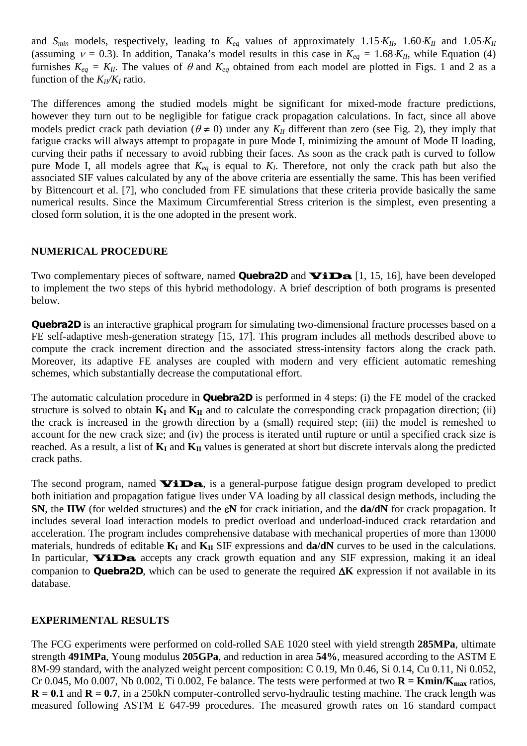and $S_{min}$ models, respectively, leading to $K_{eq}$ values of approximately $1.15{\cdot}K_{II}$, $1.60{\cdot}K_{II}$ and $1.05{\cdot}K_{II}$ (assuming $\nu = 0.3$). In addition, Tanaka's model results in this case in $K_{eq} = 1.68{\cdot}K_{II}$, while Equation (4) furnishes $K_{eq} = K_{II}$. The values of $\theta$ and $K_{eq}$ obtained from each model are plotted in Figs. 1 and 2 as a function of the $K_{II}/K_I$ ratio.

The differences among the studied models might be significant for mixed-mode fracture predictions, however they turn out to be negligible for fatigue crack propagation calculations. In fact, since all above models predict crack path deviation ($\theta \neq 0$) under any $K_{II}$ different than zero (see Fig. 2), they imply that fatigue cracks will always attempt to propagate in pure Mode I, minimizing the amount of Mode II loading, curving their paths if necessary to avoid rubbing their faces. As soon as the crack path is curved to follow pure Mode I, all models agree that $K_{eq}$ is equal to $K_I$. Therefore, not only the crack path but also the associated SIF values calculated by any of the above criteria are essentially the same. This has been verified by Bittencourt et al. [7], who concluded from FE simulations that these criteria provide basically the same numerical results. Since the Maximum Circumferential Stress criterion is the simplest, even presenting a closed form solution, it is the one adopted in the present work.

## NUMERICAL PROCEDURE

Two complementary pieces of software, named **Quebra2D** and **ViDa** [1, 15, 16], have been developed to implement the two steps of this hybrid methodology. A brief description of both programs is presented below.

**Quebra2D** is an interactive graphical program for simulating two-dimensional fracture processes based on a FE self-adaptive mesh-generation strategy [15, 17]. This program includes all methods described above to compute the crack increment direction and the associated stress-intensity factors along the crack path. Moreover, its adaptive FE analyses are coupled with modern and very efficient automatic remeshing schemes, which substantially decrease the computational effort.

The automatic calculation procedure in **Quebra2D** is performed in 4 steps: (i) the FE model of the cracked structure is solved to obtain $\mathbf{K_I}$ and $\mathbf{K_{II}}$ and to calculate the corresponding crack propagation direction; (ii) the crack is increased in the growth direction by a (small) required step; (iii) the model is remeshed to account for the new crack size; and (iv) the process is iterated until rupture or until a specified crack size is reached. As a result, a list of $\mathbf{K_I}$ and $\mathbf{K_{II}}$ values is generated at short but discrete intervals along the predicted crack paths.

The second program, named **ViDa**, is a general-purpose fatigue design program developed to predict both initiation and propagation fatigue lives under VA loading by all classical design methods, including the **SN**, the **IIW** (for welded structures) and the **εN** for crack initiation, and the **da/dN** for crack propagation. It includes several load interaction models to predict overload and underload-induced crack retardation and acceleration. The program includes comprehensive database with mechanical properties of more than 13000 materials, hundreds of editable $\mathbf{K_I}$ and $\mathbf{K_{II}}$ SIF expressions and **da/dN** curves to be used in the calculations. In particular, **ViDa** accepts any crack growth equation and any SIF expression, making it an ideal companion to **Quebra2D**, which can be used to generate the required $\mathbf{\Delta K}$ expression if not available in its database.

## EXPERIMENTAL RESULTS

The FCG experiments were performed on cold-rolled SAE 1020 steel with yield strength **285MPa**, ultimate strength **491MPa**, Young modulus **205GPa**, and reduction in area **54%**, measured according to the ASTM E 8M-99 standard, with the analyzed weight percent composition: C 0.19, Mn 0.46, Si 0.14, Cu 0.11, Ni 0.052, Cr 0.045, Mo 0.007, Nb 0.002, Ti 0.002, Fe balance. The tests were performed at two $\mathbf{R = K_{min}/K_{max}}$ ratios, $\mathbf{R = 0.1}$ and $\mathbf{R = 0.7}$, in a 250kN computer-controlled servo-hydraulic testing machine. The crack length was measured following ASTM E 647-99 procedures. The measured growth rates on 16 standard compact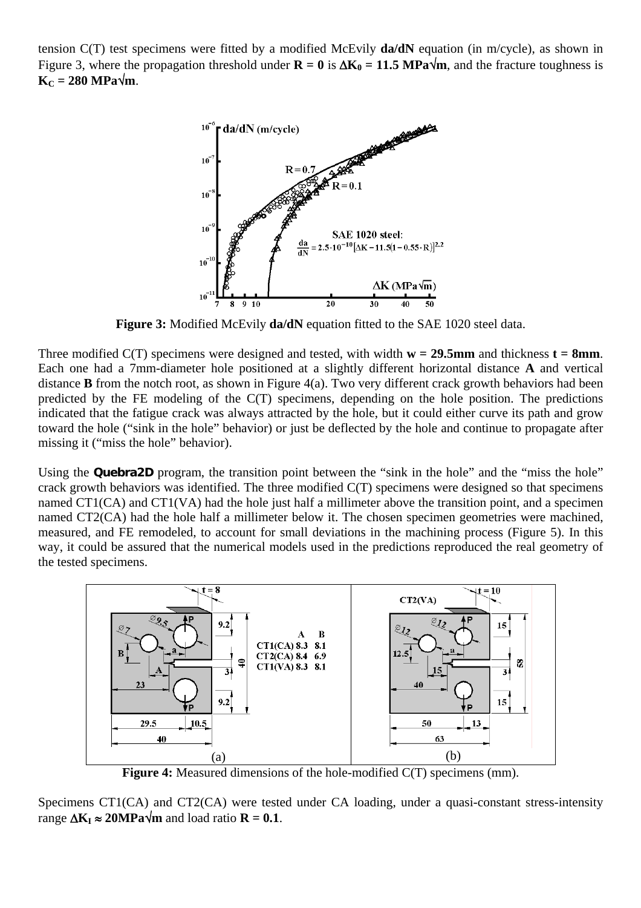tension C(T) test specimens were fitted by a modified McEvily **da/dN** equation (in m/cycle), as shown in Figure 3, where the propagation threshold under **$R = 0$** is **$\Delta K_0 = 11.5$ MPa√m**, and the fracture toughness is **$K_C = 280$ MPa√m**.

**Figure 3:** Modified McEvily **da/dN** equation fitted to the SAE 1020 steel data.

Three modified C(T) specimens were designed and tested, with width **w = 29.5mm** and thickness **t = 8mm**. Each one had a 7mm-diameter hole positioned at a slightly different horizontal distance **A** and vertical distance **B** from the notch root, as shown in Figure 4(a). Two very different crack growth behaviors had been predicted by the FE modeling of the C(T) specimens, depending on the hole position. The predictions indicated that the fatigue crack was always attracted by the hole, but it could either curve its path and grow toward the hole ("sink in the hole" behavior) or just be deflected by the hole and continue to propagate after missing it ("miss the hole" behavior).

Using the **Quebra2D** program, the transition point between the "sink in the hole" and the "miss the hole" crack growth behaviors was identified. The three modified C(T) specimens were designed so that specimens named CT1(CA) and CT1(VA) had the hole just half a millimeter above the transition point, and a specimen named CT2(CA) had the hole half a millimeter below it. The chosen specimen geometries were machined, measured, and FE remodeled, to account for small deviations in the machining process (Figure 5). In this way, it could be assured that the numerical models used in the predictions reproduced the real geometry of the tested specimens.

**Figure 4:** Measured dimensions of the hole-modified C(T) specimens (mm).

Specimens CT1(CA) and CT2(CA) were tested under CA loading, under a quasi-constant stress-intensity range **$\Delta K_I \approx 20$MPa√m** and load ratio **$R = 0.1$**.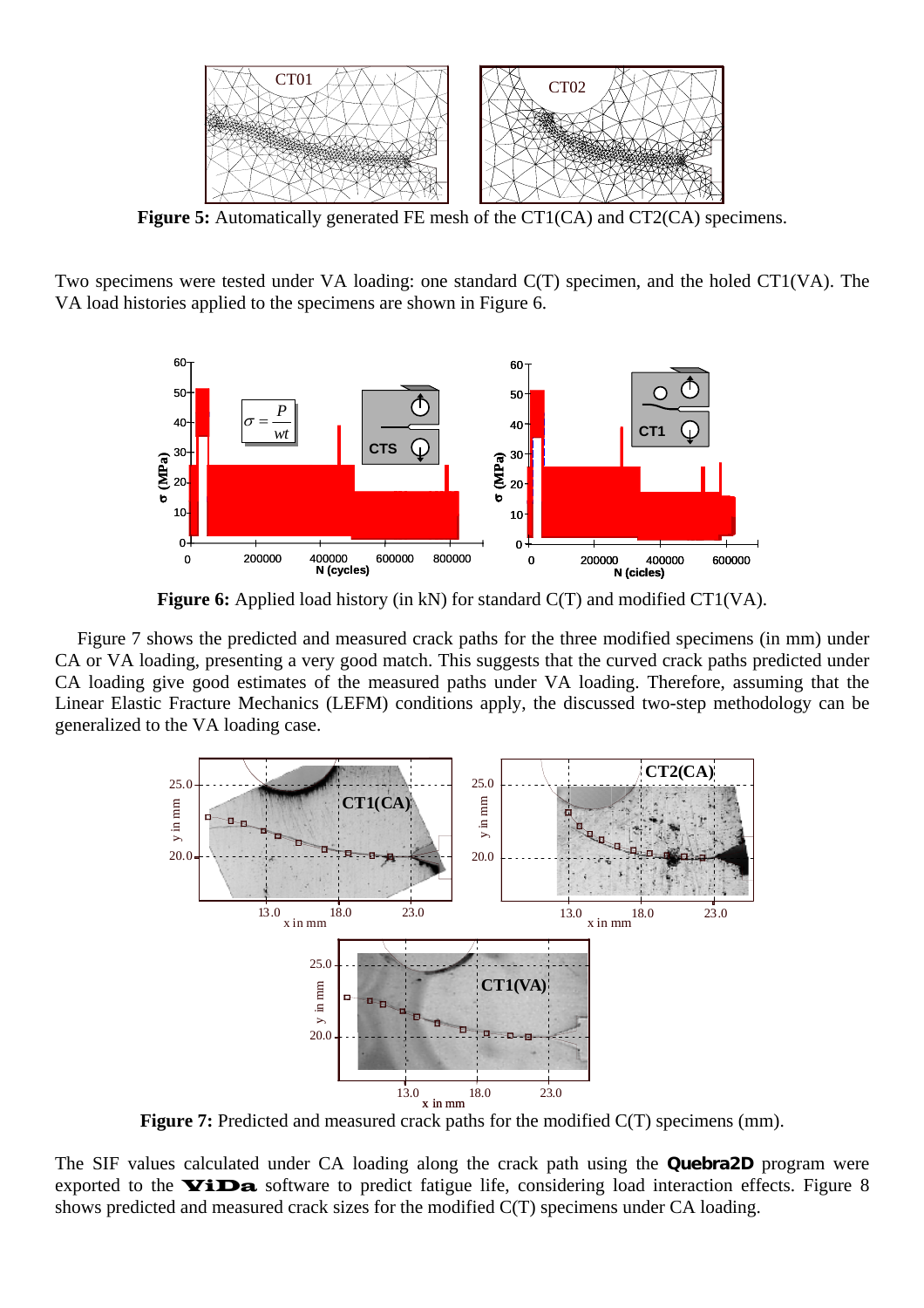**Figure 5:** Automatically generated FE mesh of the CT1(CA) and CT2(CA) specimens.

Two specimens were tested under VA loading: one standard C(T) specimen, and the holed CT1(VA). The VA load histories applied to the specimens are shown in Figure 6.

**Figure 6:** Applied load history (in kN) for standard C(T) and modified CT1(VA).

Figure 7 shows the predicted and measured crack paths for the three modified specimens (in mm) under CA or VA loading, presenting a very good match. This suggests that the curved crack paths predicted under CA loading give good estimates of the measured paths under VA loading. Therefore, assuming that the Linear Elastic Fracture Mechanics (LEFM) conditions apply, the discussed two-step methodology can be generalized to the VA loading case.

**Figure 7:** Predicted and measured crack paths for the modified C(T) specimens (mm).

The SIF values calculated under CA loading along the crack path using the **Quebra2D** program were exported to the **ViDa** software to predict fatigue life, considering load interaction effects. Figure 8 shows predicted and measured crack sizes for the modified C(T) specimens under CA loading.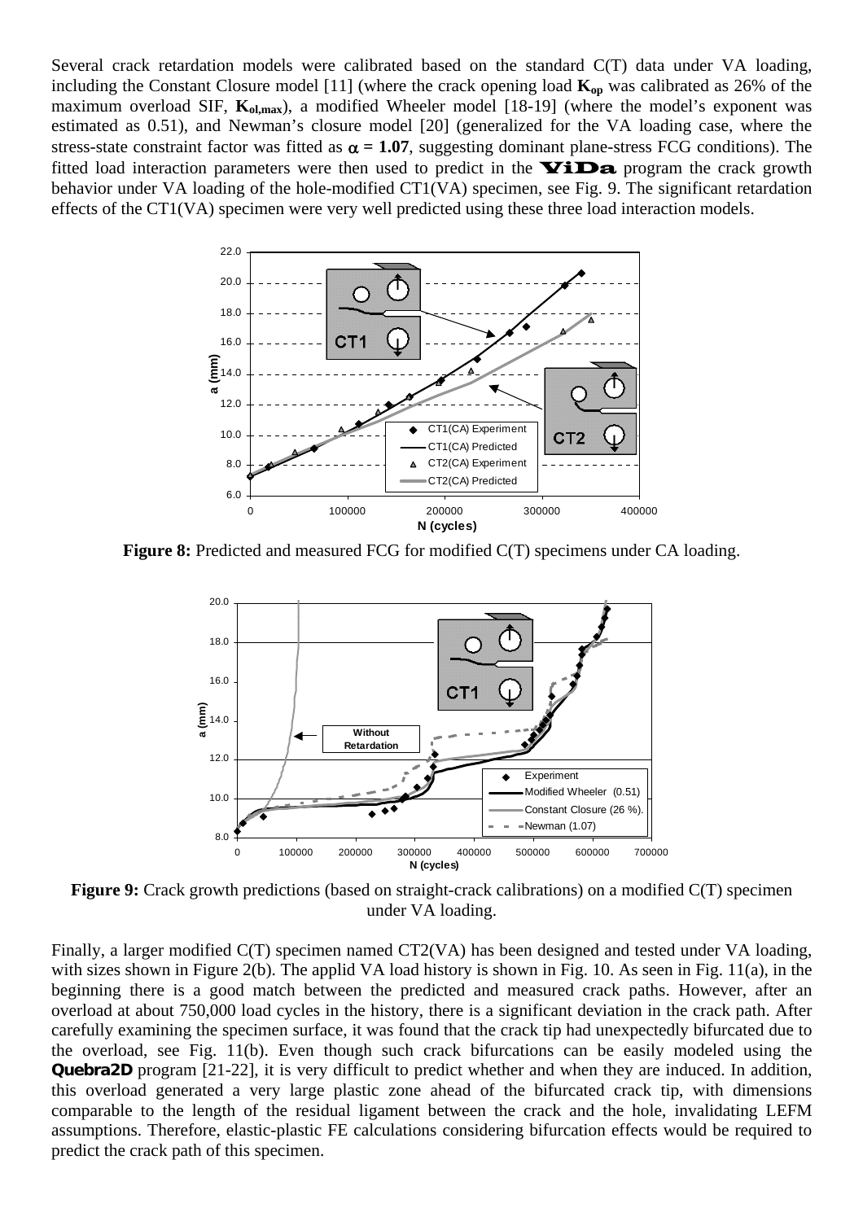Several crack retardation models were calibrated based on the standard C(T) data under VA loading, including the Constant Closure model [11] (where the crack opening load $\mathbf{K_{op}}$ was calibrated as 26% of the maximum overload SIF, $\mathbf{K_{ol,max}}$), a modified Wheeler model [18-19] (where the model's exponent was estimated as 0.51), and Newman's closure model [20] (generalized for the VA loading case, where the stress-state constraint factor was fitted as $\alpha = \mathbf{1.07}$, suggesting dominant plane-stress FCG conditions). The fitted load interaction parameters were then used to predict in the **ViDa** program the crack growth behavior under VA loading of the hole-modified CT1(VA) specimen, see Fig. 9. The significant retardation effects of the CT1(VA) specimen were very well predicted using these three load interaction models.

**Figure 8:** Predicted and measured FCG for modified C(T) specimens under CA loading.

**Figure 9:** Crack growth predictions (based on straight-crack calibrations) on a modified C(T) specimen under VA loading.

Finally, a larger modified C(T) specimen named CT2(VA) has been designed and tested under VA loading, with sizes shown in Figure 2(b). The applid VA load history is shown in Fig. 10. As seen in Fig. 11(a), in the beginning there is a good match between the predicted and measured crack paths. However, after an overload at about 750,000 load cycles in the history, there is a significant deviation in the crack path. After carefully examining the specimen surface, it was found that the crack tip had unexpectedly bifurcated due to the overload, see Fig. 11(b). Even though such crack bifurcations can be easily modeled using the **Quebra2D** program [21-22], it is very difficult to predict whether and when they are induced. In addition, this overload generated a very large plastic zone ahead of the bifurcated crack tip, with dimensions comparable to the length of the residual ligament between the crack and the hole, invalidating LEFM assumptions. Therefore, elastic-plastic FE calculations considering bifurcation effects would be required to predict the crack path of this specimen.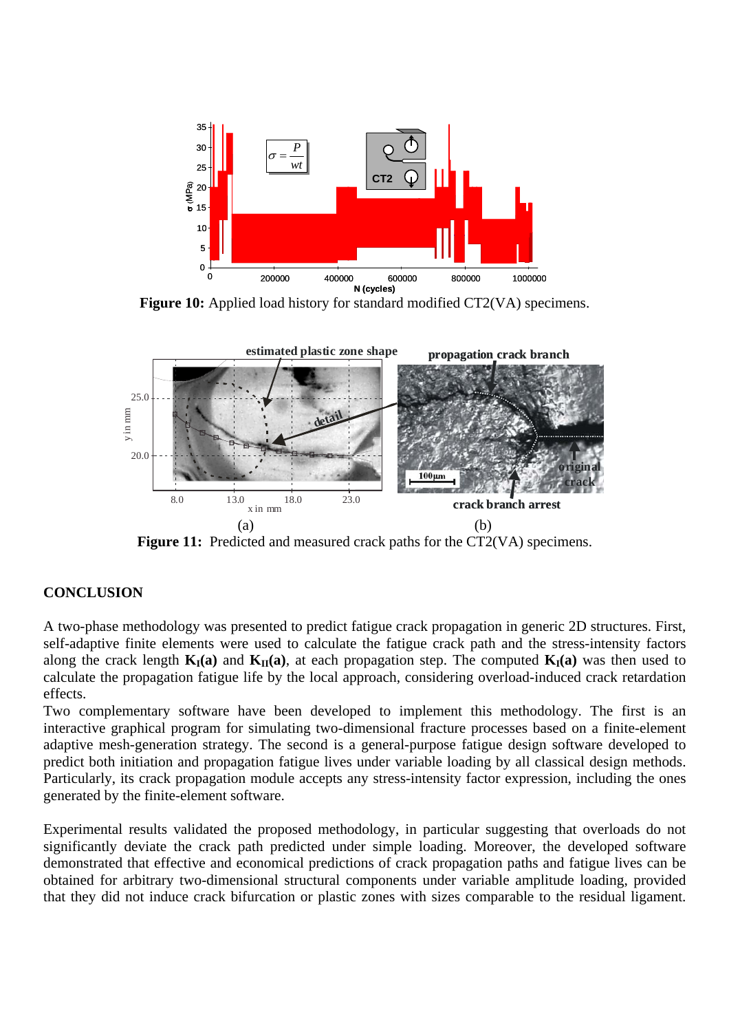**Figure 10:** Applied load history for standard modified CT2(VA) specimens.

**Figure 11:** Predicted and measured crack paths for the CT2(VA) specimens.

## CONCLUSION

A two-phase methodology was presented to predict fatigue crack propagation in generic 2D structures. First, self-adaptive finite elements were used to calculate the fatigue crack path and the stress-intensity factors along the crack length $\mathbf{K_I(a)}$ and $\mathbf{K_{II}(a)}$, at each propagation step. The computed $\mathbf{K_I(a)}$ was then used to calculate the propagation fatigue life by the local approach, considering overload-induced crack retardation effects.

Two complementary software have been developed to implement this methodology. The first is an interactive graphical program for simulating two-dimensional fracture processes based on a finite-element adaptive mesh-generation strategy. The second is a general-purpose fatigue design software developed to predict both initiation and propagation fatigue lives under variable loading by all classical design methods. Particularly, its crack propagation module accepts any stress-intensity factor expression, including the ones generated by the finite-element software.

Experimental results validated the proposed methodology, in particular suggesting that overloads do not significantly deviate the crack path predicted under simple loading. Moreover, the developed software demonstrated that effective and economical predictions of crack propagation paths and fatigue lives can be obtained for arbitrary two-dimensional structural components under variable amplitude loading, provided that they did not induce crack bifurcation or plastic zones with sizes comparable to the residual ligament.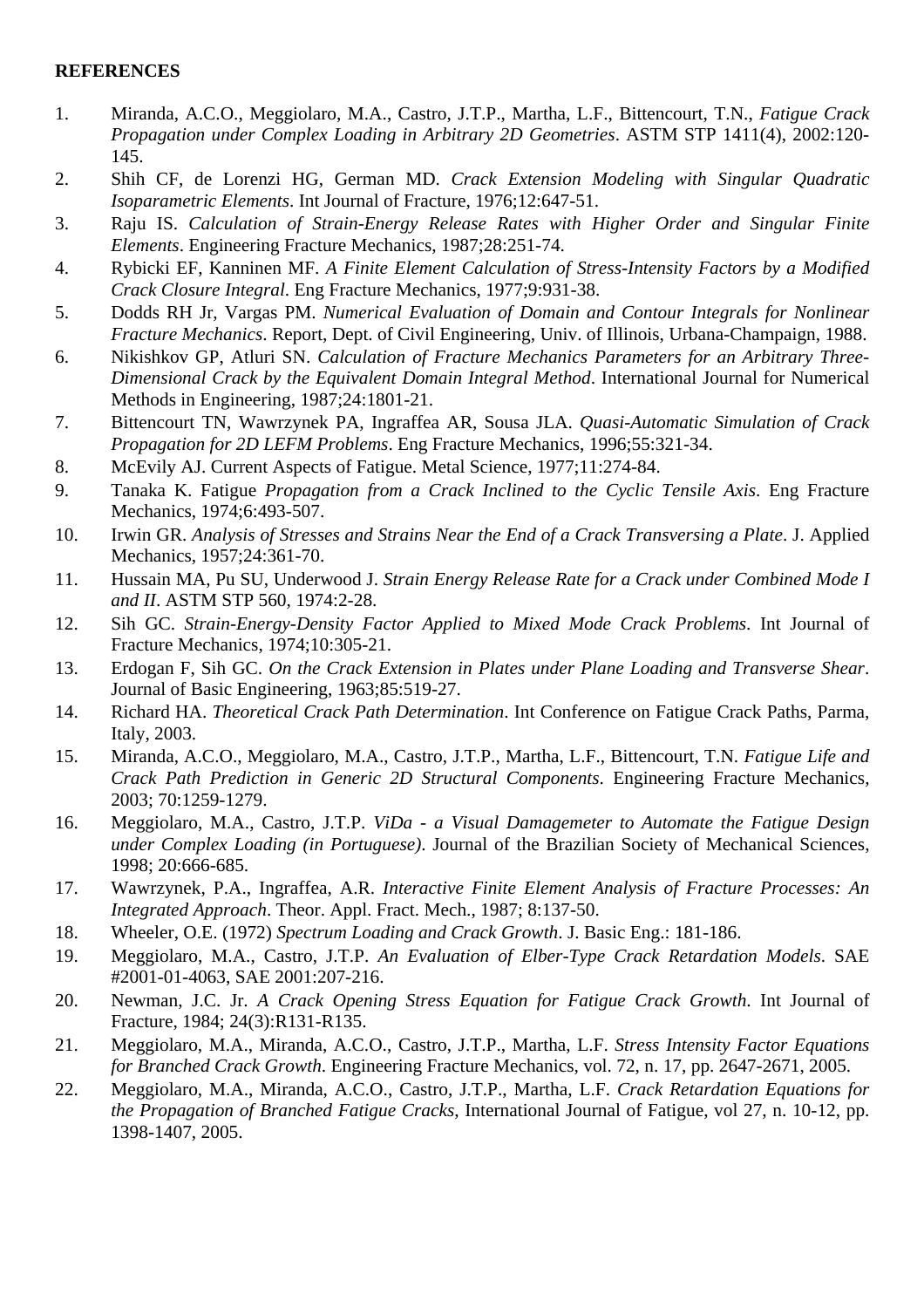**REFERENCES**

1. Miranda, A.C.O., Meggiolaro, M.A., Castro, J.T.P., Martha, L.F., Bittencourt, T.N., *Fatigue Crack Propagation under Complex Loading in Arbitrary 2D Geometries*. ASTM STP 1411(4), 2002:120-145.
2. Shih CF, de Lorenzi HG, German MD. *Crack Extension Modeling with Singular Quadratic Isoparametric Elements*. Int Journal of Fracture, 1976;12:647-51.
3. Raju IS. *Calculation of Strain-Energy Release Rates with Higher Order and Singular Finite Elements*. Engineering Fracture Mechanics, 1987;28:251-74.
4. Rybicki EF, Kanninen MF. *A Finite Element Calculation of Stress-Intensity Factors by a Modified Crack Closure Integral*. Eng Fracture Mechanics, 1977;9:931-38.
5. Dodds RH Jr, Vargas PM. *Numerical Evaluation of Domain and Contour Integrals for Nonlinear Fracture Mechanics*. Report, Dept. of Civil Engineering, Univ. of Illinois, Urbana-Champaign, 1988.
6. Nikishkov GP, Atluri SN. *Calculation of Fracture Mechanics Parameters for an Arbitrary Three-Dimensional Crack by the Equivalent Domain Integral Method*. International Journal for Numerical Methods in Engineering, 1987;24:1801-21.
7. Bittencourt TN, Wawrzynek PA, Ingraffea AR, Sousa JLA. *Quasi-Automatic Simulation of Crack Propagation for 2D LEFM Problems*. Eng Fracture Mechanics, 1996;55:321-34.
8. McEvily AJ. Current Aspects of Fatigue. Metal Science, 1977;11:274-84.
9. Tanaka K. Fatigue *Propagation from a Crack Inclined to the Cyclic Tensile Axis*. Eng Fracture Mechanics, 1974;6:493-507.
10. Irwin GR. *Analysis of Stresses and Strains Near the End of a Crack Transversing a Plate*. J. Applied Mechanics, 1957;24:361-70.
11. Hussain MA, Pu SU, Underwood J. *Strain Energy Release Rate for a Crack under Combined Mode I and II*. ASTM STP 560, 1974:2-28.
12. Sih GC. *Strain-Energy-Density Factor Applied to Mixed Mode Crack Problems*. Int Journal of Fracture Mechanics, 1974;10:305-21.
13. Erdogan F, Sih GC. *On the Crack Extension in Plates under Plane Loading and Transverse Shear*. Journal of Basic Engineering, 1963;85:519-27.
14. Richard HA. *Theoretical Crack Path Determination*. Int Conference on Fatigue Crack Paths, Parma, Italy, 2003.
15. Miranda, A.C.O., Meggiolaro, M.A., Castro, J.T.P., Martha, L.F., Bittencourt, T.N. *Fatigue Life and Crack Path Prediction in Generic 2D Structural Components*. Engineering Fracture Mechanics, 2003; 70:1259-1279.
16. Meggiolaro, M.A., Castro, J.T.P. *ViDa - a Visual Damagemeter to Automate the Fatigue Design under Complex Loading (in Portuguese)*. Journal of the Brazilian Society of Mechanical Sciences, 1998; 20:666-685.
17. Wawrzynek, P.A., Ingraffea, A.R. *Interactive Finite Element Analysis of Fracture Processes: An Integrated Approach*. Theor. Appl. Fract. Mech., 1987; 8:137-50.
18. Wheeler, O.E. (1972) *Spectrum Loading and Crack Growth*. J. Basic Eng.: 181-186.
19. Meggiolaro, M.A., Castro, J.T.P. *An Evaluation of Elber-Type Crack Retardation Models*. SAE #2001-01-4063, SAE 2001:207-216.
20. Newman, J.C. Jr. *A Crack Opening Stress Equation for Fatigue Crack Growth*. Int Journal of Fracture, 1984; 24(3):R131-R135.
21. Meggiolaro, M.A., Miranda, A.C.O., Castro, J.T.P., Martha, L.F. *Stress Intensity Factor Equations for Branched Crack Growth*. Engineering Fracture Mechanics, vol. 72, n. 17, pp. 2647-2671, 2005.
22. Meggiolaro, M.A., Miranda, A.C.O., Castro, J.T.P., Martha, L.F. *Crack Retardation Equations for the Propagation of Branched Fatigue Cracks*, International Journal of Fatigue, vol 27, n. 10-12, pp. 1398-1407, 2005.